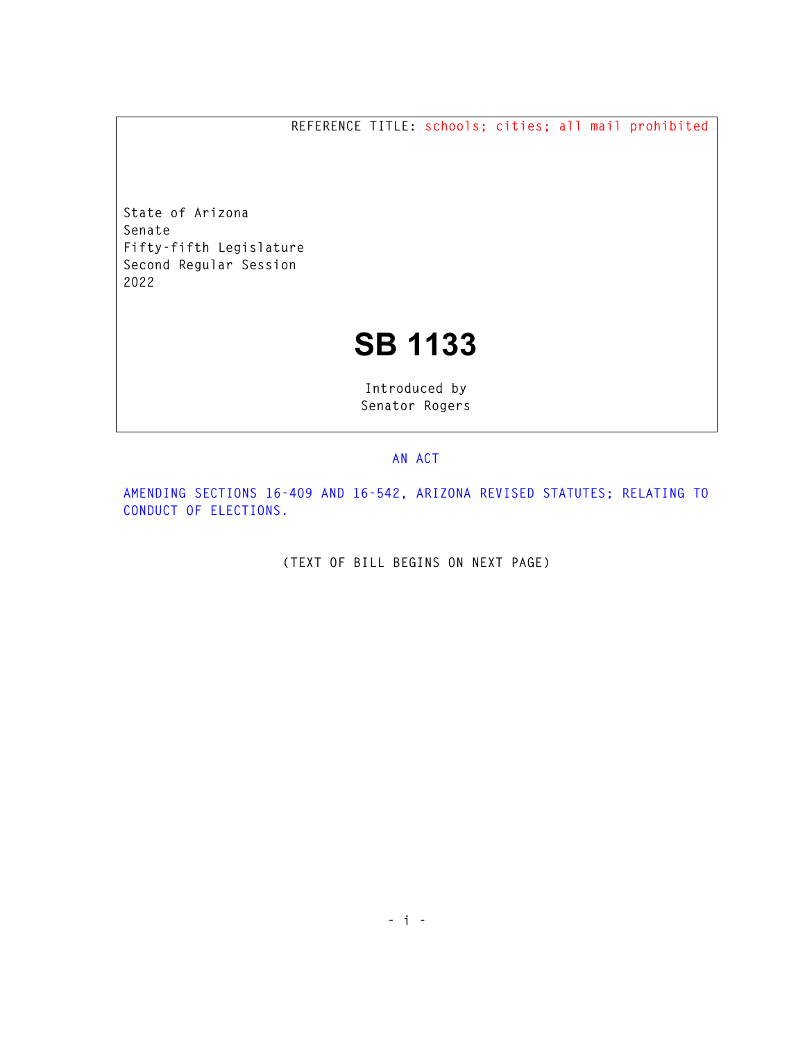REFERENCE TITLE: schools; cities; all mail prohibited

State of Arizona
Senate
Fifty-fifth Legislature
Second Regular Session
2022

# SB 1133

Introduced by
Senator Rogers

AN ACT

AMENDING SECTIONS 16-409 AND 16-542, ARIZONA REVISED STATUTES; RELATING TO CONDUCT OF ELECTIONS.

(TEXT OF BILL BEGINS ON NEXT PAGE)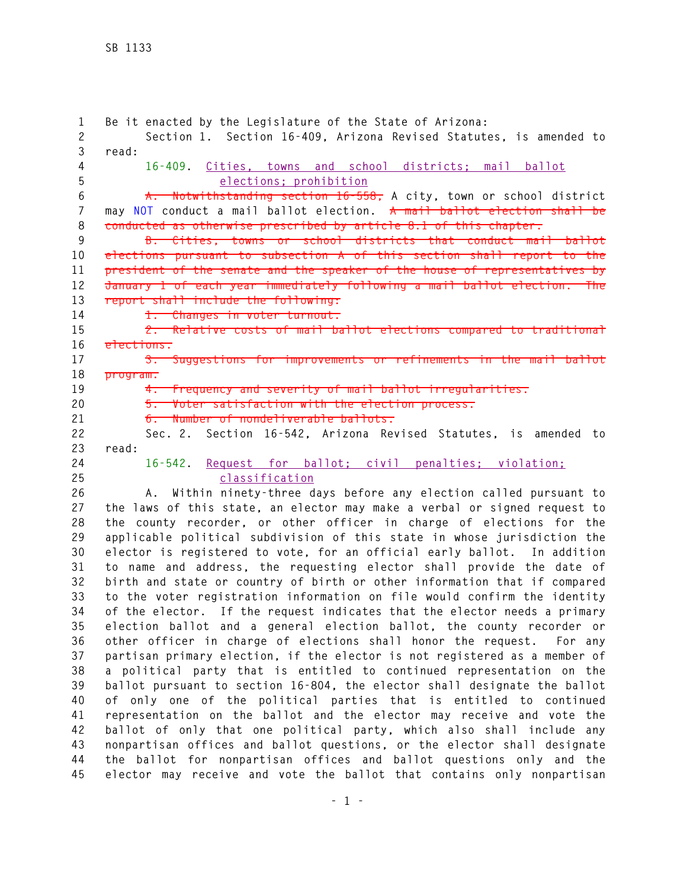Be it enacted by the Legislature of the State of Arizona:

Section 1. Section 16-409, Arizona Revised Statutes, is amended to read:

16-409. Cities, towns and school districts; mail ballot elections; prohibition

~~A. Notwithstanding section 16-558,~~ A city, town or school district may NOT conduct a mail ballot election. ~~A mail ballot election shall be conducted as otherwise prescribed by article 8.1 of this chapter.~~

~~B. Cities, towns or school districts that conduct mail ballot elections pursuant to subsection A of this section shall report to the president of the senate and the speaker of the house of representatives by January 1 of each year immediately following a mail ballot election. The report shall include the following:~~

~~1. Changes in voter turnout.~~

~~2. Relative costs of mail ballot elections compared to traditional elections.~~

~~3. Suggestions for improvements or refinements in the mail ballot program.~~

~~4. Frequency and severity of mail ballot irregularities.~~

~~5. Voter satisfaction with the election process.~~

~~6. Number of nondeliverable ballots.~~

Sec. 2. Section 16-542, Arizona Revised Statutes, is amended to read:

16-542. Request for ballot; civil penalties; violation; classification

A. Within ninety-three days before any election called pursuant to the laws of this state, an elector may make a verbal or signed request to the county recorder, or other officer in charge of elections for the applicable political subdivision of this state in whose jurisdiction the elector is registered to vote, for an official early ballot. In addition to name and address, the requesting elector shall provide the date of birth and state or country of birth or other information that if compared to the voter registration information on file would confirm the identity of the elector. If the request indicates that the elector needs a primary election ballot and a general election ballot, the county recorder or other officer in charge of elections shall honor the request. For any partisan primary election, if the elector is not registered as a member of a political party that is entitled to continued representation on the ballot pursuant to section 16-804, the elector shall designate the ballot of only one of the political parties that is entitled to continued representation on the ballot and the elector may receive and vote the ballot of only that one political party, which also shall include any nonpartisan offices and ballot questions, or the elector shall designate the ballot for nonpartisan offices and ballot questions only and the elector may receive and vote the ballot that contains only nonpartisan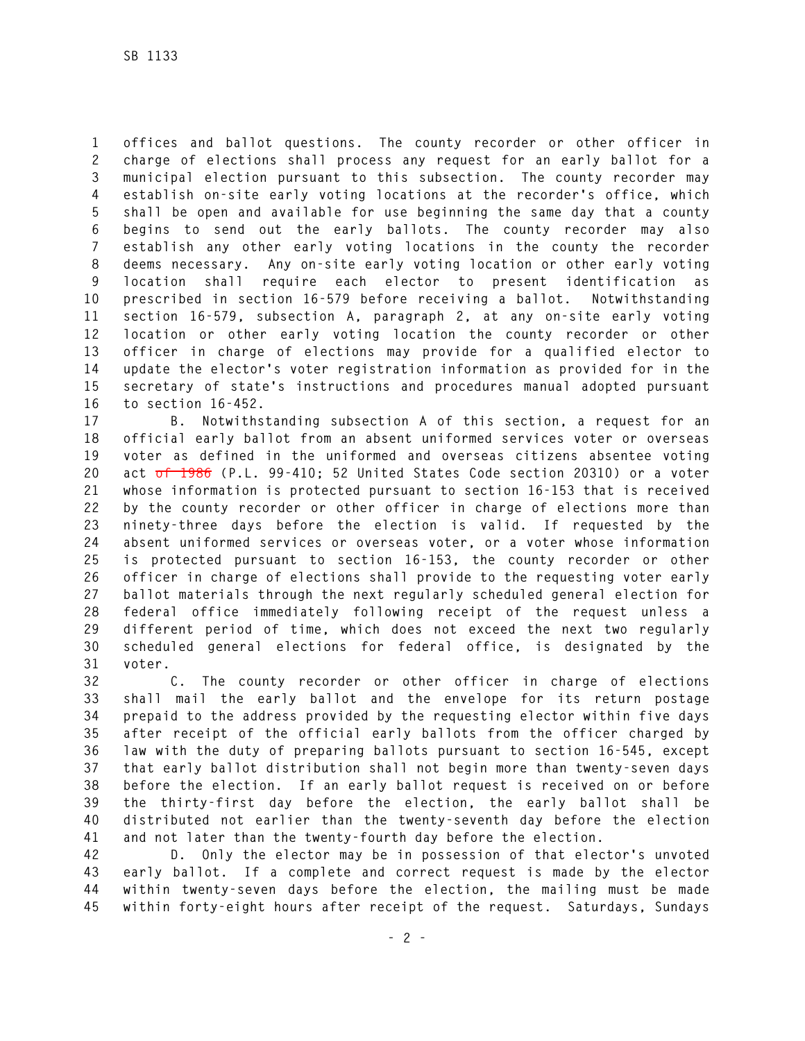offices and ballot questions. The county recorder or other officer in charge of elections shall process any request for an early ballot for a municipal election pursuant to this subsection. The county recorder may establish on-site early voting locations at the recorder's office, which shall be open and available for use beginning the same day that a county begins to send out the early ballots. The county recorder may also establish any other early voting locations in the county the recorder deems necessary. Any on-site early voting location or other early voting location shall require each elector to present identification as prescribed in section 16-579 before receiving a ballot. Notwithstanding section 16-579, subsection A, paragraph 2, at any on-site early voting location or other early voting location the county recorder or other officer in charge of elections may provide for a qualified elector to update the elector's voter registration information as provided for in the secretary of state's instructions and procedures manual adopted pursuant to section 16-452.

B. Notwithstanding subsection A of this section, a request for an official early ballot from an absent uniformed services voter or overseas voter as defined in the uniformed and overseas citizens absentee voting act ~~of 1986~~ (P.L. 99-410; 52 United States Code section 20310) or a voter whose information is protected pursuant to section 16-153 that is received by the county recorder or other officer in charge of elections more than ninety-three days before the election is valid. If requested by the absent uniformed services or overseas voter, or a voter whose information is protected pursuant to section 16-153, the county recorder or other officer in charge of elections shall provide to the requesting voter early ballot materials through the next regularly scheduled general election for federal office immediately following receipt of the request unless a different period of time, which does not exceed the next two regularly scheduled general elections for federal office, is designated by the voter.

C. The county recorder or other officer in charge of elections shall mail the early ballot and the envelope for its return postage prepaid to the address provided by the requesting elector within five days after receipt of the official early ballots from the officer charged by law with the duty of preparing ballots pursuant to section 16-545, except that early ballot distribution shall not begin more than twenty-seven days before the election. If an early ballot request is received on or before the thirty-first day before the election, the early ballot shall be distributed not earlier than the twenty-seventh day before the election and not later than the twenty-fourth day before the election.

D. Only the elector may be in possession of that elector's unvoted early ballot. If a complete and correct request is made by the elector within twenty-seven days before the election, the mailing must be made within forty-eight hours after receipt of the request. Saturdays, Sundays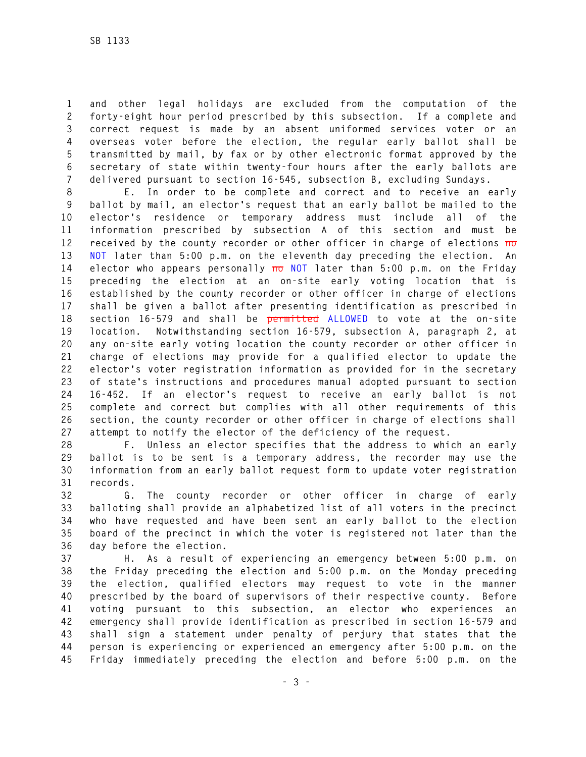and other legal holidays are excluded from the computation of the forty-eight hour period prescribed by this subsection. If a complete and correct request is made by an absent uniformed services voter or an overseas voter before the election, the regular early ballot shall be transmitted by mail, by fax or by other electronic format approved by the secretary of state within twenty-four hours after the early ballots are delivered pursuant to section 16-545, subsection B, excluding Sundays.

E. In order to be complete and correct and to receive an early ballot by mail, an elector's request that an early ballot be mailed to the elector's residence or temporary address must include all of the information prescribed by subsection A of this section and must be received by the county recorder or other officer in charge of elections ~~no~~ NOT later than 5:00 p.m. on the eleventh day preceding the election. An elector who appears personally ~~no~~ NOT later than 5:00 p.m. on the Friday preceding the election at an on-site early voting location that is established by the county recorder or other officer in charge of elections shall be given a ballot after presenting identification as prescribed in section 16-579 and shall be ~~permitted~~ ALLOWED to vote at the on-site location. Notwithstanding section 16-579, subsection A, paragraph 2, at any on-site early voting location the county recorder or other officer in charge of elections may provide for a qualified elector to update the elector's voter registration information as provided for in the secretary of state's instructions and procedures manual adopted pursuant to section 16-452. If an elector's request to receive an early ballot is not complete and correct but complies with all other requirements of this section, the county recorder or other officer in charge of elections shall attempt to notify the elector of the deficiency of the request.

F. Unless an elector specifies that the address to which an early ballot is to be sent is a temporary address, the recorder may use the information from an early ballot request form to update voter registration records.

G. The county recorder or other officer in charge of early balloting shall provide an alphabetized list of all voters in the precinct who have requested and have been sent an early ballot to the election board of the precinct in which the voter is registered not later than the day before the election.

H. As a result of experiencing an emergency between 5:00 p.m. on the Friday preceding the election and 5:00 p.m. on the Monday preceding the election, qualified electors may request to vote in the manner prescribed by the board of supervisors of their respective county. Before voting pursuant to this subsection, an elector who experiences an emergency shall provide identification as prescribed in section 16-579 and shall sign a statement under penalty of perjury that states that the person is experiencing or experienced an emergency after 5:00 p.m. on the Friday immediately preceding the election and before 5:00 p.m. on the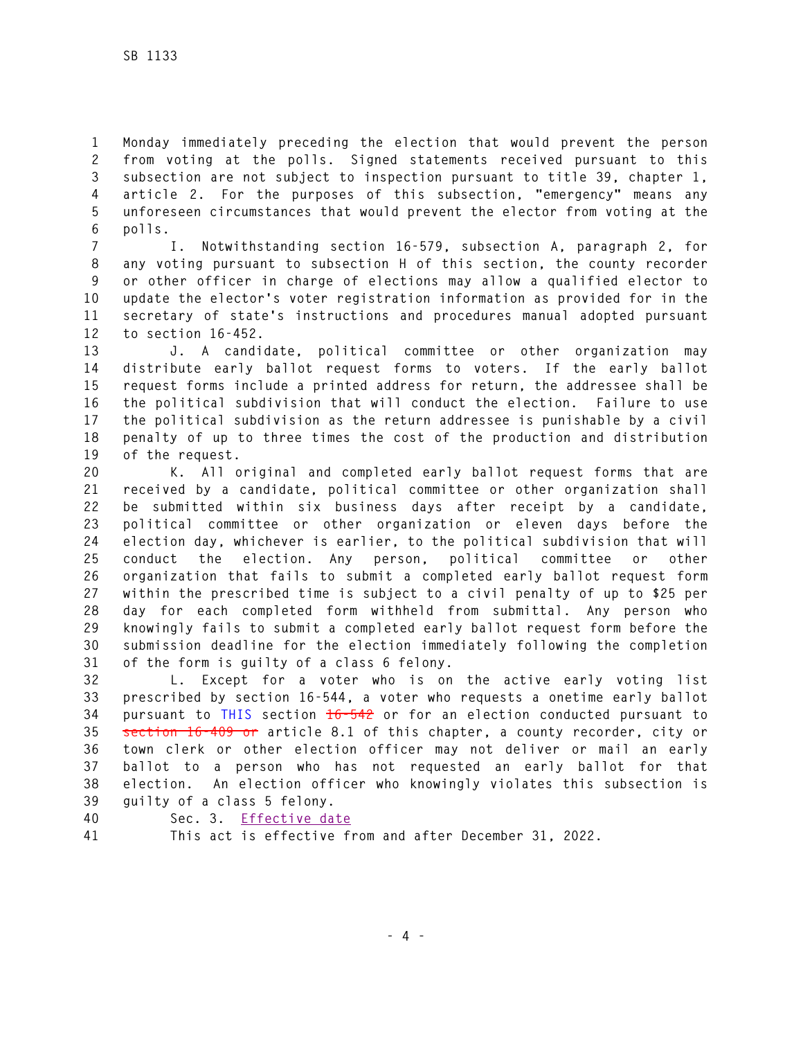Monday immediately preceding the election that would prevent the person from voting at the polls. Signed statements received pursuant to this subsection are not subject to inspection pursuant to title 39, chapter 1, article 2. For the purposes of this subsection, "emergency" means any unforeseen circumstances that would prevent the elector from voting at the polls.

I. Notwithstanding section 16-579, subsection A, paragraph 2, for any voting pursuant to subsection H of this section, the county recorder or other officer in charge of elections may allow a qualified elector to update the elector's voter registration information as provided for in the secretary of state's instructions and procedures manual adopted pursuant to section 16-452.

J. A candidate, political committee or other organization may distribute early ballot request forms to voters. If the early ballot request forms include a printed address for return, the addressee shall be the political subdivision that will conduct the election. Failure to use the political subdivision as the return addressee is punishable by a civil penalty of up to three times the cost of the production and distribution of the request.

K. All original and completed early ballot request forms that are received by a candidate, political committee or other organization shall be submitted within six business days after receipt by a candidate, political committee or other organization or eleven days before the election day, whichever is earlier, to the political subdivision that will conduct the election. Any person, political committee or other organization that fails to submit a completed early ballot request form within the prescribed time is subject to a civil penalty of up to $25 per day for each completed form withheld from submittal. Any person who knowingly fails to submit a completed early ballot request form before the submission deadline for the election immediately following the completion of the form is guilty of a class 6 felony.

L. Except for a voter who is on the active early voting list prescribed by section 16-544, a voter who requests a onetime early ballot pursuant to THIS section ~~16-542~~ or for an election conducted pursuant to ~~section 16-409 or~~ article 8.1 of this chapter, a county recorder, city or town clerk or other election officer may not deliver or mail an early ballot to a person who has not requested an early ballot for that election. An election officer who knowingly violates this subsection is guilty of a class 5 felony.

Sec. 3. Effective date

This act is effective from and after December 31, 2022.